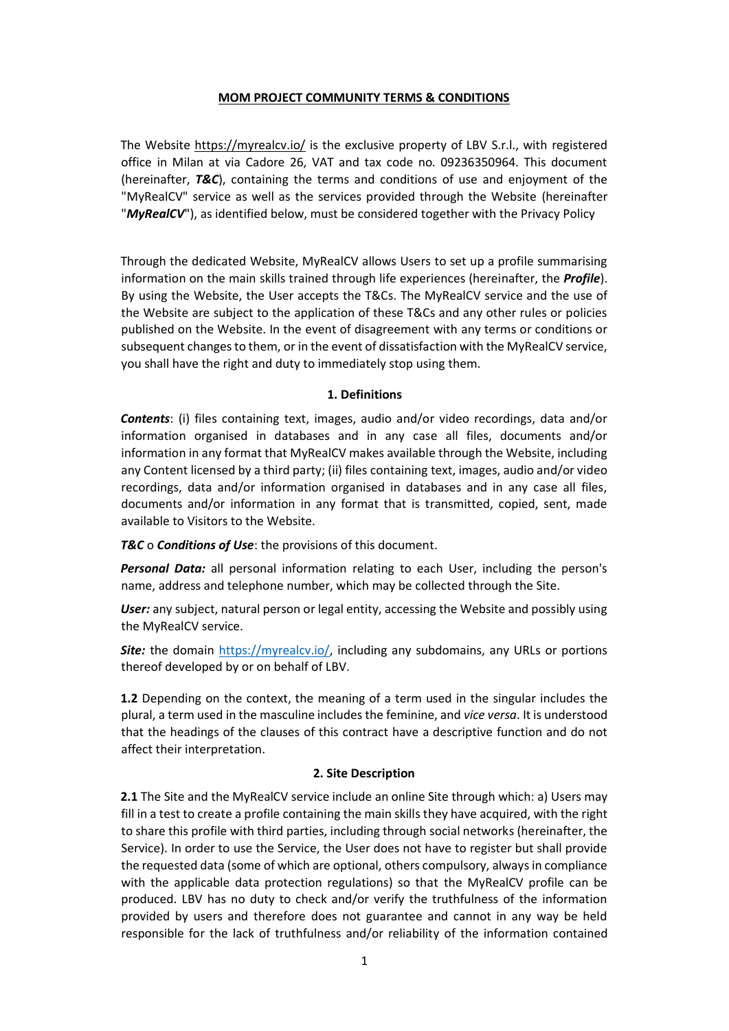**MOM PROJECT COMMUNITY TERMS & CONDITIONS**

The Website https://myrealcv.io/ is the exclusive property of LBV S.r.l., with registered office in Milan at via Cadore 26, VAT and tax code no. 09236350964. This document (hereinafter, ***T&C***), containing the terms and conditions of use and enjoyment of the "MyRealCV" service as well as the services provided through the Website (hereinafter "***MyRealCV***"), as identified below, must be considered together with the Privacy Policy

Through the dedicated Website, MyRealCV allows Users to set up a profile summarising information on the main skills trained through life experiences (hereinafter, the ***Profile***). By using the Website, the User accepts the T&Cs. The MyRealCV service and the use of the Website are subject to the application of these T&Cs and any other rules or policies published on the Website. In the event of disagreement with any terms or conditions or subsequent changes to them, or in the event of dissatisfaction with the MyRealCV service, you shall have the right and duty to immediately stop using them.

**1. Definitions**

***Contents***: (i) files containing text, images, audio and/or video recordings, data and/or information organised in databases and in any case all files, documents and/or information in any format that MyRealCV makes available through the Website, including any Content licensed by a third party; (ii) files containing text, images, audio and/or video recordings, data and/or information organised in databases and in any case all files, documents and/or information in any format that is transmitted, copied, sent, made available to Visitors to the Website.

***T&C*** o ***Conditions of Use***: the provisions of this document.

***Personal Data:*** all personal information relating to each User, including the person's name, address and telephone number, which may be collected through the Site.

***User:*** any subject, natural person or legal entity, accessing the Website and possibly using the MyRealCV service.

***Site:*** the domain https://myrealcv.io/, including any subdomains, any URLs or portions thereof developed by or on behalf of LBV.

**1.2** Depending on the context, the meaning of a term used in the singular includes the plural, a term used in the masculine includes the feminine, and *vice versa*. It is understood that the headings of the clauses of this contract have a descriptive function and do not affect their interpretation.

**2. Site Description**

**2.1** The Site and the MyRealCV service include an online Site through which: a) Users may fill in a test to create a profile containing the main skills they have acquired, with the right to share this profile with third parties, including through social networks (hereinafter, the Service). In order to use the Service, the User does not have to register but shall provide the requested data (some of which are optional, others compulsory, always in compliance with the applicable data protection regulations) so that the MyRealCV profile can be produced. LBV has no duty to check and/or verify the truthfulness of the information provided by users and therefore does not guarantee and cannot in any way be held responsible for the lack of truthfulness and/or reliability of the information contained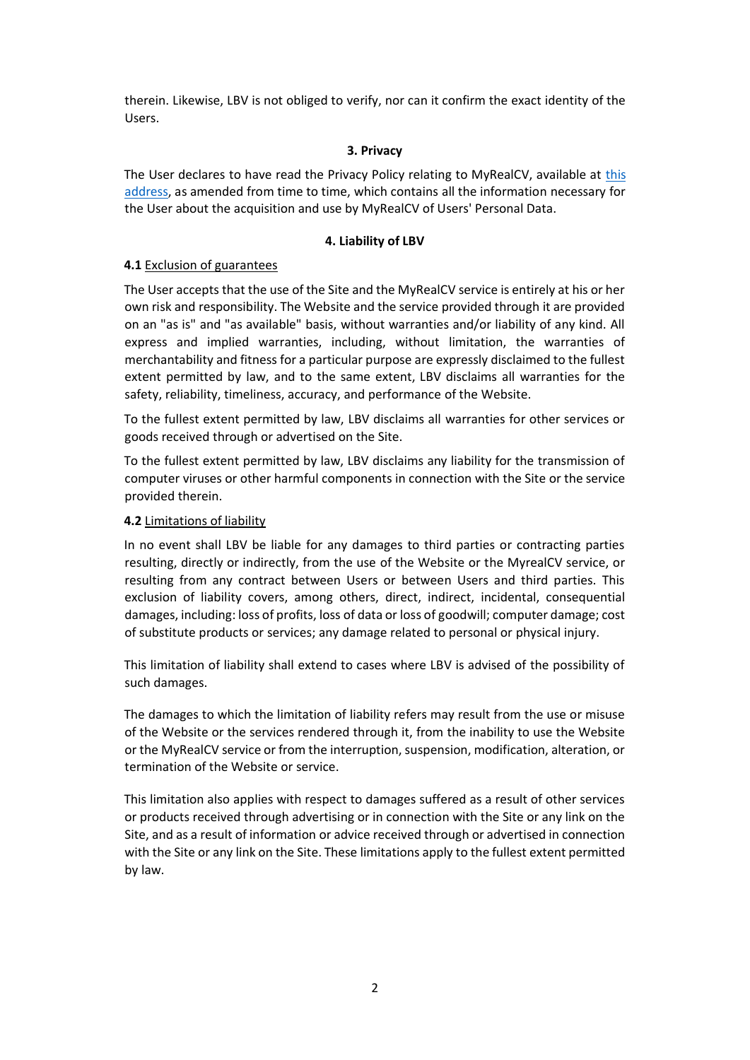therein. Likewise, LBV is not obliged to verify, nor can it confirm the exact identity of the Users.

### 3. Privacy

The User declares to have read the Privacy Policy relating to MyRealCV, available at [this address](), as amended from time to time, which contains all the information necessary for the User about the acquisition and use by MyRealCV of Users' Personal Data.

### 4. Liability of LBV

**4.1** Exclusion of guarantees

The User accepts that the use of the Site and the MyRealCV service is entirely at his or her own risk and responsibility. The Website and the service provided through it are provided on an "as is" and "as available" basis, without warranties and/or liability of any kind. All express and implied warranties, including, without limitation, the warranties of merchantability and fitness for a particular purpose are expressly disclaimed to the fullest extent permitted by law, and to the same extent, LBV disclaims all warranties for the safety, reliability, timeliness, accuracy, and performance of the Website.

To the fullest extent permitted by law, LBV disclaims all warranties for other services or goods received through or advertised on the Site.

To the fullest extent permitted by law, LBV disclaims any liability for the transmission of computer viruses or other harmful components in connection with the Site or the service provided therein.

**4.2** Limitations of liability

In no event shall LBV be liable for any damages to third parties or contracting parties resulting, directly or indirectly, from the use of the Website or the MyrealCV service, or resulting from any contract between Users or between Users and third parties. This exclusion of liability covers, among others, direct, indirect, incidental, consequential damages, including: loss of profits, loss of data or loss of goodwill; computer damage; cost of substitute products or services; any damage related to personal or physical injury.

This limitation of liability shall extend to cases where LBV is advised of the possibility of such damages.

The damages to which the limitation of liability refers may result from the use or misuse of the Website or the services rendered through it, from the inability to use the Website or the MyRealCV service or from the interruption, suspension, modification, alteration, or termination of the Website or service.

This limitation also applies with respect to damages suffered as a result of other services or products received through advertising or in connection with the Site or any link on the Site, and as a result of information or advice received through or advertised in connection with the Site or any link on the Site. These limitations apply to the fullest extent permitted by law.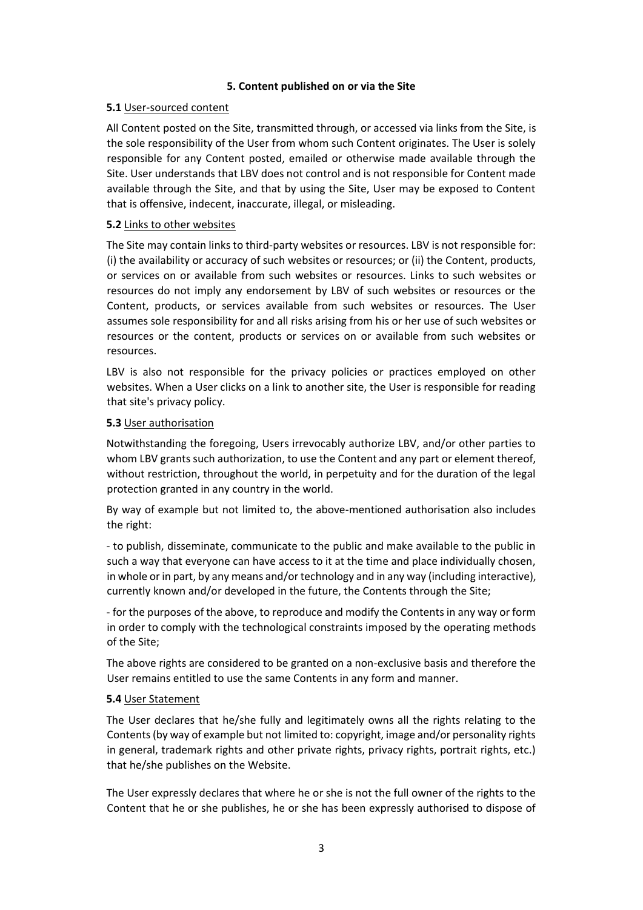## 5. Content published on or via the Site

**5.1** User-sourced content

All Content posted on the Site, transmitted through, or accessed via links from the Site, is the sole responsibility of the User from whom such Content originates. The User is solely responsible for any Content posted, emailed or otherwise made available through the Site. User understands that LBV does not control and is not responsible for Content made available through the Site, and that by using the Site, User may be exposed to Content that is offensive, indecent, inaccurate, illegal, or misleading.

**5.2** Links to other websites

The Site may contain links to third-party websites or resources. LBV is not responsible for: (i) the availability or accuracy of such websites or resources; or (ii) the Content, products, or services on or available from such websites or resources. Links to such websites or resources do not imply any endorsement by LBV of such websites or resources or the Content, products, or services available from such websites or resources. The User assumes sole responsibility for and all risks arising from his or her use of such websites or resources or the content, products or services on or available from such websites or resources.

LBV is also not responsible for the privacy policies or practices employed on other websites. When a User clicks on a link to another site, the User is responsible for reading that site's privacy policy.

**5.3** User authorisation

Notwithstanding the foregoing, Users irrevocably authorize LBV, and/or other parties to whom LBV grants such authorization, to use the Content and any part or element thereof, without restriction, throughout the world, in perpetuity and for the duration of the legal protection granted in any country in the world.

By way of example but not limited to, the above-mentioned authorisation also includes the right:

- to publish, disseminate, communicate to the public and make available to the public in such a way that everyone can have access to it at the time and place individually chosen, in whole or in part, by any means and/or technology and in any way (including interactive), currently known and/or developed in the future, the Contents through the Site;

- for the purposes of the above, to reproduce and modify the Contents in any way or form in order to comply with the technological constraints imposed by the operating methods of the Site;

The above rights are considered to be granted on a non-exclusive basis and therefore the User remains entitled to use the same Contents in any form and manner.

**5.4** User Statement

The User declares that he/she fully and legitimately owns all the rights relating to the Contents (by way of example but not limited to: copyright, image and/or personality rights in general, trademark rights and other private rights, privacy rights, portrait rights, etc.) that he/she publishes on the Website.

The User expressly declares that where he or she is not the full owner of the rights to the Content that he or she publishes, he or she has been expressly authorised to dispose of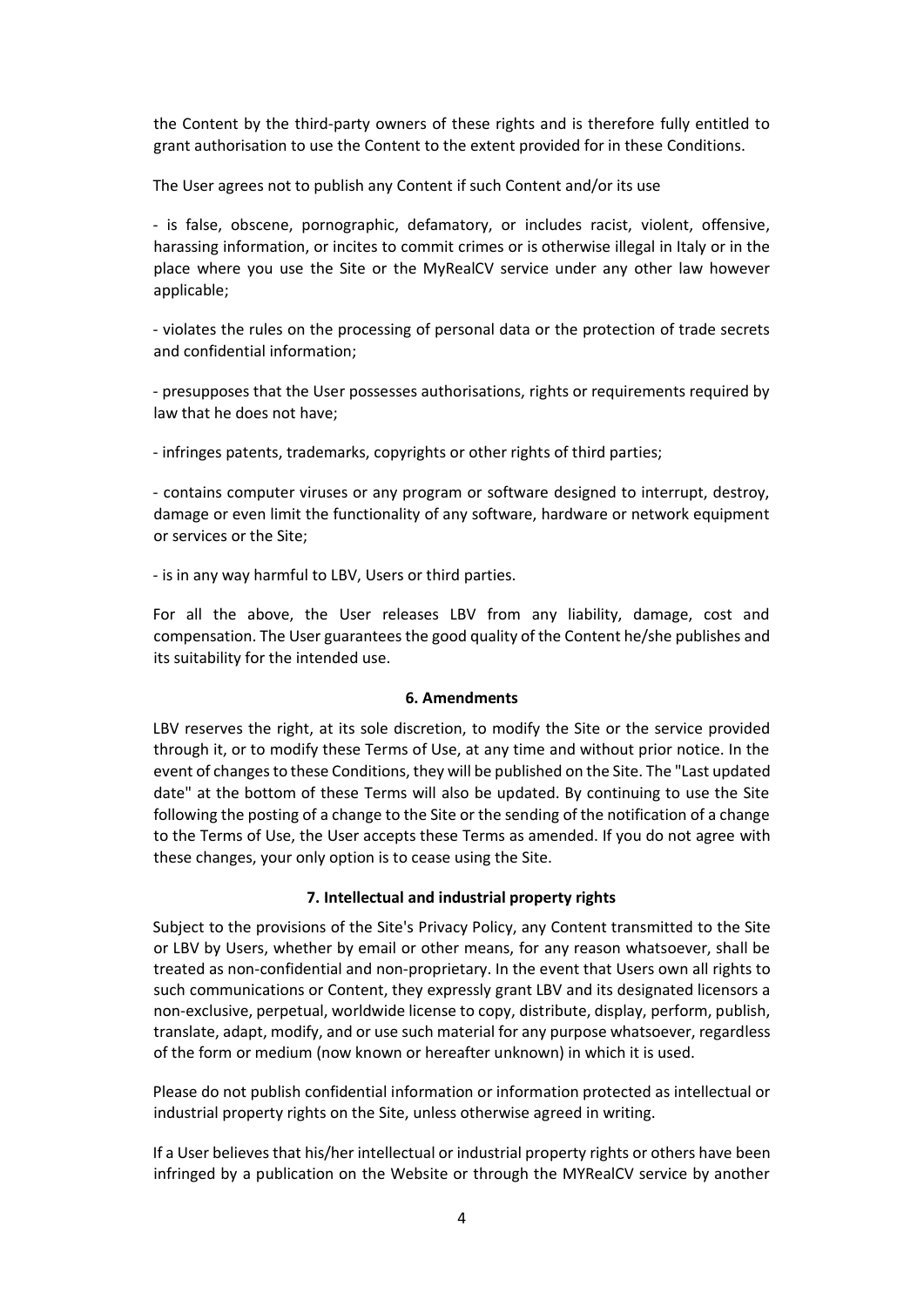the Content by the third-party owners of these rights and is therefore fully entitled to grant authorisation to use the Content to the extent provided for in these Conditions.

The User agrees not to publish any Content if such Content and/or its use

- is false, obscene, pornographic, defamatory, or includes racist, violent, offensive, harassing information, or incites to commit crimes or is otherwise illegal in Italy or in the place where you use the Site or the MyRealCV service under any other law however applicable;

- violates the rules on the processing of personal data or the protection of trade secrets and confidential information;

- presupposes that the User possesses authorisations, rights or requirements required by law that he does not have;

- infringes patents, trademarks, copyrights or other rights of third parties;

- contains computer viruses or any program or software designed to interrupt, destroy, damage or even limit the functionality of any software, hardware or network equipment or services or the Site;

- is in any way harmful to LBV, Users or third parties.

For all the above, the User releases LBV from any liability, damage, cost and compensation. The User guarantees the good quality of the Content he/she publishes and its suitability for the intended use.

## 6. Amendments

LBV reserves the right, at its sole discretion, to modify the Site or the service provided through it, or to modify these Terms of Use, at any time and without prior notice. In the event of changes to these Conditions, they will be published on the Site. The "Last updated date" at the bottom of these Terms will also be updated. By continuing to use the Site following the posting of a change to the Site or the sending of the notification of a change to the Terms of Use, the User accepts these Terms as amended. If you do not agree with these changes, your only option is to cease using the Site.

## 7. Intellectual and industrial property rights

Subject to the provisions of the Site's Privacy Policy, any Content transmitted to the Site or LBV by Users, whether by email or other means, for any reason whatsoever, shall be treated as non-confidential and non-proprietary. In the event that Users own all rights to such communications or Content, they expressly grant LBV and its designated licensors a non-exclusive, perpetual, worldwide license to copy, distribute, display, perform, publish, translate, adapt, modify, and or use such material for any purpose whatsoever, regardless of the form or medium (now known or hereafter unknown) in which it is used.

Please do not publish confidential information or information protected as intellectual or industrial property rights on the Site, unless otherwise agreed in writing.

If a User believes that his/her intellectual or industrial property rights or others have been infringed by a publication on the Website or through the MYRealCV service by another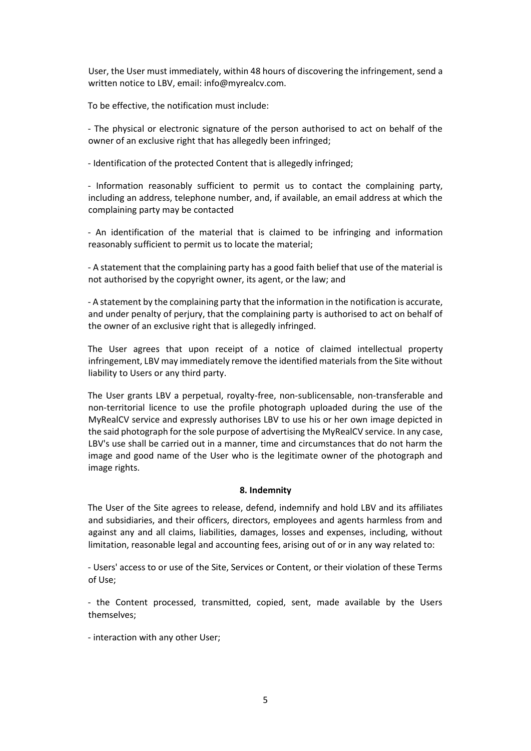User, the User must immediately, within 48 hours of discovering the infringement, send a written notice to LBV, email: info@myrealcv.com.

To be effective, the notification must include:

- The physical or electronic signature of the person authorised to act on behalf of the owner of an exclusive right that has allegedly been infringed;

- Identification of the protected Content that is allegedly infringed;

- Information reasonably sufficient to permit us to contact the complaining party, including an address, telephone number, and, if available, an email address at which the complaining party may be contacted

- An identification of the material that is claimed to be infringing and information reasonably sufficient to permit us to locate the material;

- A statement that the complaining party has a good faith belief that use of the material is not authorised by the copyright owner, its agent, or the law; and

- A statement by the complaining party that the information in the notification is accurate, and under penalty of perjury, that the complaining party is authorised to act on behalf of the owner of an exclusive right that is allegedly infringed.

The User agrees that upon receipt of a notice of claimed intellectual property infringement, LBV may immediately remove the identified materials from the Site without liability to Users or any third party.

The User grants LBV a perpetual, royalty-free, non-sublicensable, non-transferable and non-territorial licence to use the profile photograph uploaded during the use of the MyRealCV service and expressly authorises LBV to use his or her own image depicted in the said photograph for the sole purpose of advertising the MyRealCV service. In any case, LBV's use shall be carried out in a manner, time and circumstances that do not harm the image and good name of the User who is the legitimate owner of the photograph and image rights.

**8. Indemnity**

The User of the Site agrees to release, defend, indemnify and hold LBV and its affiliates and subsidiaries, and their officers, directors, employees and agents harmless from and against any and all claims, liabilities, damages, losses and expenses, including, without limitation, reasonable legal and accounting fees, arising out of or in any way related to:

- Users' access to or use of the Site, Services or Content, or their violation of these Terms of Use;

- the Content processed, transmitted, copied, sent, made available by the Users themselves;

- interaction with any other User;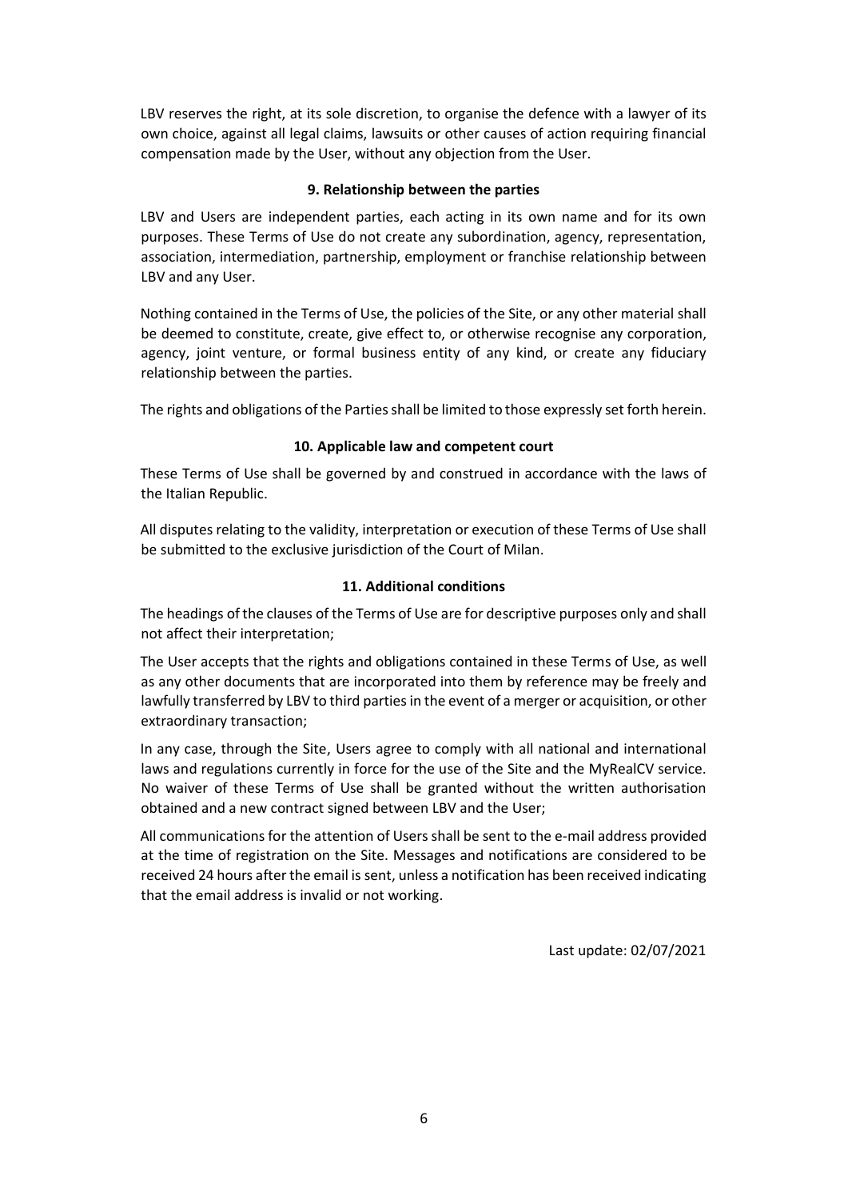LBV reserves the right, at its sole discretion, to organise the defence with a lawyer of its own choice, against all legal claims, lawsuits or other causes of action requiring financial compensation made by the User, without any objection from the User.

## 9. Relationship between the parties

LBV and Users are independent parties, each acting in its own name and for its own purposes. These Terms of Use do not create any subordination, agency, representation, association, intermediation, partnership, employment or franchise relationship between LBV and any User.

Nothing contained in the Terms of Use, the policies of the Site, or any other material shall be deemed to constitute, create, give effect to, or otherwise recognise any corporation, agency, joint venture, or formal business entity of any kind, or create any fiduciary relationship between the parties.

The rights and obligations of the Parties shall be limited to those expressly set forth herein.

## 10. Applicable law and competent court

These Terms of Use shall be governed by and construed in accordance with the laws of the Italian Republic.

All disputes relating to the validity, interpretation or execution of these Terms of Use shall be submitted to the exclusive jurisdiction of the Court of Milan.

## 11. Additional conditions

The headings of the clauses of the Terms of Use are for descriptive purposes only and shall not affect their interpretation;

The User accepts that the rights and obligations contained in these Terms of Use, as well as any other documents that are incorporated into them by reference may be freely and lawfully transferred by LBV to third parties in the event of a merger or acquisition, or other extraordinary transaction;

In any case, through the Site, Users agree to comply with all national and international laws and regulations currently in force for the use of the Site and the MyRealCV service. No waiver of these Terms of Use shall be granted without the written authorisation obtained and a new contract signed between LBV and the User;

All communications for the attention of Users shall be sent to the e-mail address provided at the time of registration on the Site. Messages and notifications are considered to be received 24 hours after the email is sent, unless a notification has been received indicating that the email address is invalid or not working.

Last update: 02/07/2021